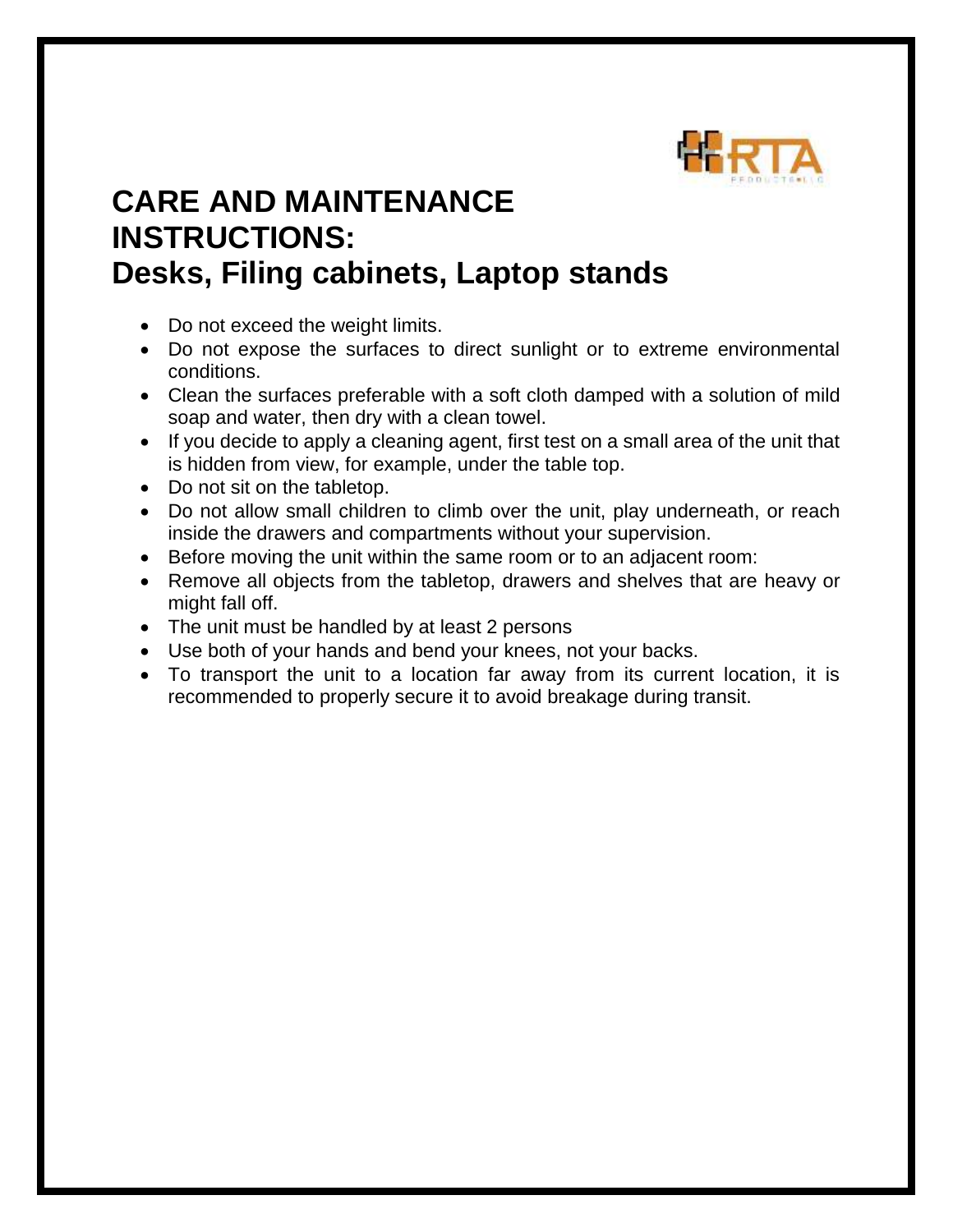# CARE AND MAINTENANCE INSTRUCTIONS: Desks, Filing cabinets, Laptop stands

- Do not exceed the weight limits.
- Do not expose the surfaces to direct sunlight or to extreme environmental conditions.
- Clean the surfaces preferable with a soft cloth damped with a solution of mild soap and water, then dry with a clean towel.
- If you decide to apply a cleaning agent, first test on a small area of the unit that is hidden from view, for example, under the table top.
- Do not sit on the tabletop.
- Do not allow small children to climb over the unit, play underneath, or reach inside the drawers and compartments without your supervision.
- Before moving the unit within the same room or to an adjacent room:
- Remove all objects from the tabletop, drawers and shelves that are heavy or might fall off.
- The unit must be handled by at least 2 persons
- Use both of your hands and bend your knees, not your backs.
- To transport the unit to a location far away from its current location, it is recommended to properly secure it to avoid breakage during transit.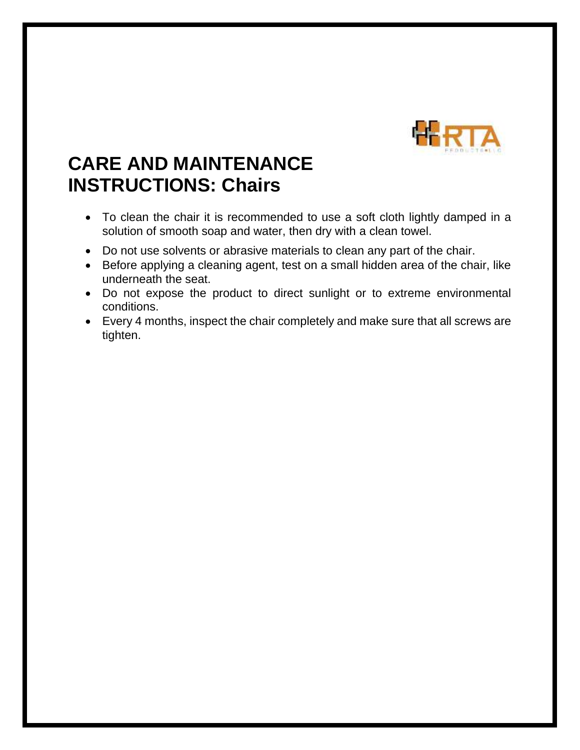# CARE AND MAINTENANCE INSTRUCTIONS: Chairs

- To clean the chair it is recommended to use a soft cloth lightly damped in a solution of smooth soap and water, then dry with a clean towel.
- Do not use solvents or abrasive materials to clean any part of the chair.
- Before applying a cleaning agent, test on a small hidden area of the chair, like underneath the seat.
- Do not expose the product to direct sunlight or to extreme environmental conditions.
- Every 4 months, inspect the chair completely and make sure that all screws are tighten.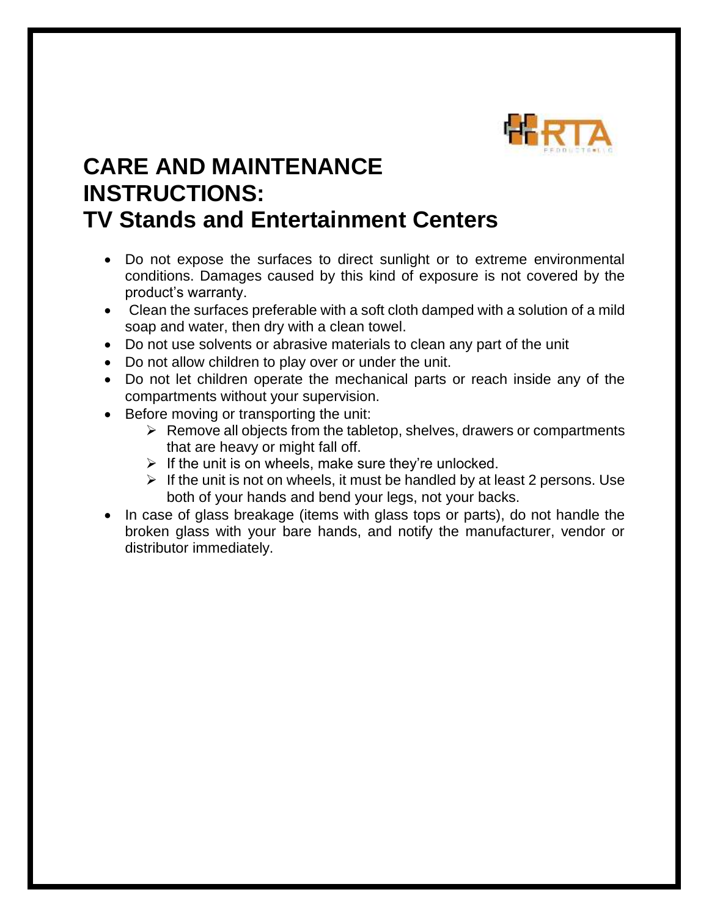# CARE AND MAINTENANCE INSTRUCTIONS:
# TV Stands and Entertainment Centers

- Do not expose the surfaces to direct sunlight or to extreme environmental conditions. Damages caused by this kind of exposure is not covered by the product's warranty.
- Clean the surfaces preferable with a soft cloth damped with a solution of a mild soap and water, then dry with a clean towel.
- Do not use solvents or abrasive materials to clean any part of the unit
- Do not allow children to play over or under the unit.
- Do not let children operate the mechanical parts or reach inside any of the compartments without your supervision.
- Before moving or transporting the unit:
  - Remove all objects from the tabletop, shelves, drawers or compartments that are heavy or might fall off.
  - If the unit is on wheels, make sure they're unlocked.
  - If the unit is not on wheels, it must be handled by at least 2 persons. Use both of your hands and bend your legs, not your backs.
- In case of glass breakage (items with glass tops or parts), do not handle the broken glass with your bare hands, and notify the manufacturer, vendor or distributor immediately.